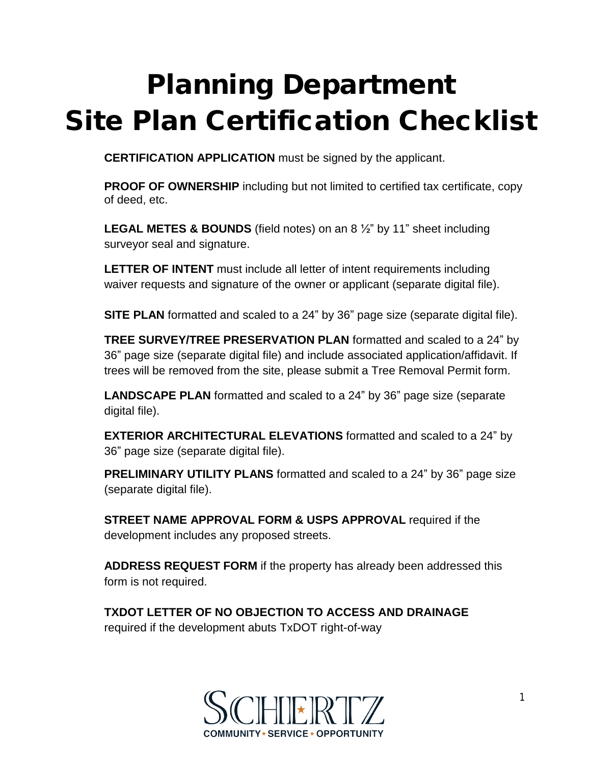# Planning Department
# Site Plan Certification Checklist

**CERTIFICATION APPLICATION** must be signed by the applicant.

**PROOF OF OWNERSHIP** including but not limited to certified tax certificate, copy of deed, etc.

**LEGAL METES & BOUNDS** (field notes) on an 8 ½" by 11" sheet including surveyor seal and signature.

**LETTER OF INTENT** must include all letter of intent requirements including waiver requests and signature of the owner or applicant (separate digital file).

**SITE PLAN** formatted and scaled to a 24" by 36" page size (separate digital file).

**TREE SURVEY/TREE PRESERVATION PLAN** formatted and scaled to a 24" by 36" page size (separate digital file) and include associated application/affidavit. If trees will be removed from the site, please submit a Tree Removal Permit form.

**LANDSCAPE PLAN** formatted and scaled to a 24" by 36" page size (separate digital file).

**EXTERIOR ARCHITECTURAL ELEVATIONS** formatted and scaled to a 24" by 36" page size (separate digital file).

**PRELIMINARY UTILITY PLANS** formatted and scaled to a 24" by 36" page size (separate digital file).

**STREET NAME APPROVAL FORM & USPS APPROVAL** required if the development includes any proposed streets.

**ADDRESS REQUEST FORM** if the property has already been addressed this form is not required.

**TXDOT LETTER OF NO OBJECTION TO ACCESS AND DRAINAGE** required if the development abuts TxDOT right-of-way

SCHERTZ
COMMUNITY ★ SERVICE ★ OPPORTUNITY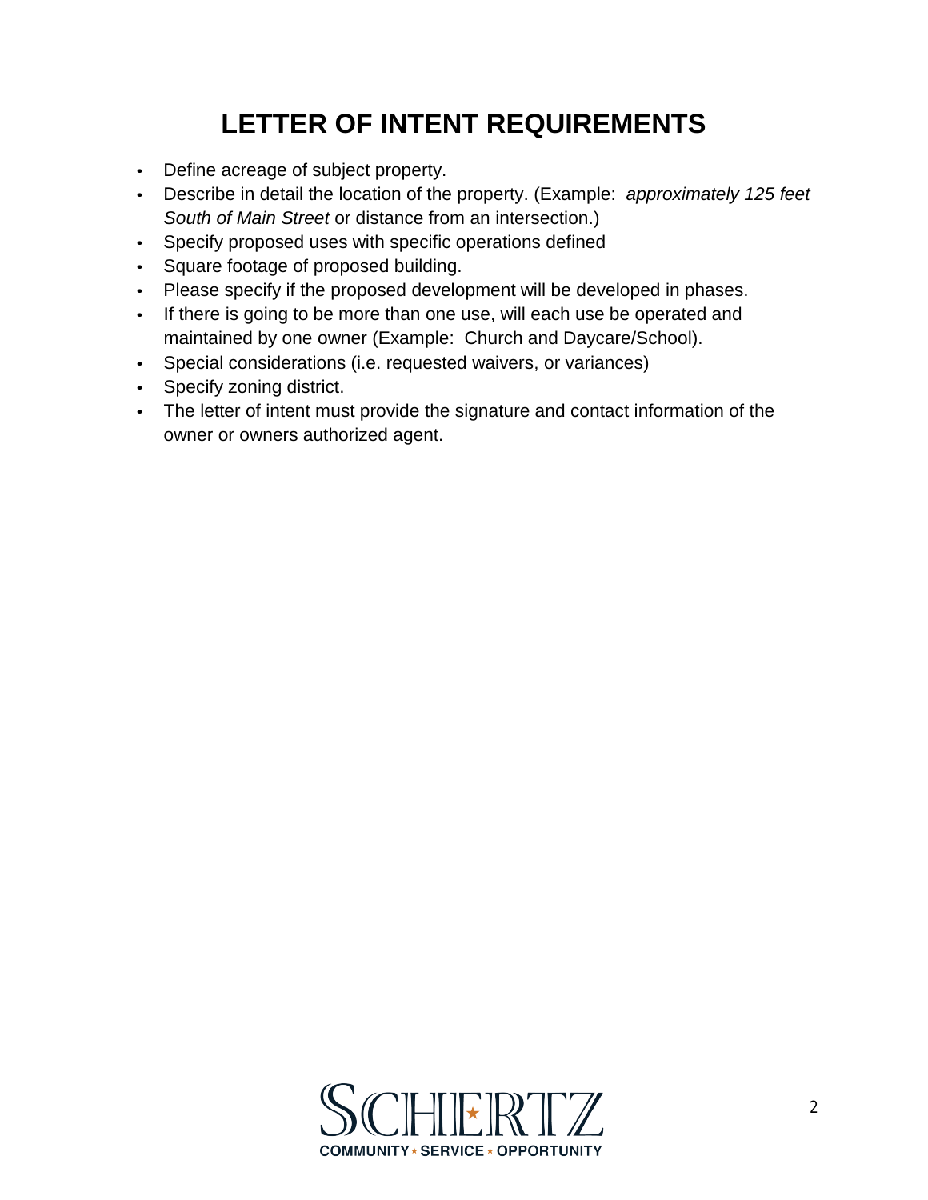# LETTER OF INTENT REQUIREMENTS

- Define acreage of subject property.
- Describe in detail the location of the property. (Example: *approximately 125 feet South of Main Street* or distance from an intersection.)
- Specify proposed uses with specific operations defined
- Square footage of proposed building.
- Please specify if the proposed development will be developed in phases.
- If there is going to be more than one use, will each use be operated and maintained by one owner (Example: Church and Daycare/School).
- Special considerations (i.e. requested waivers, or variances)
- Specify zoning district.
- The letter of intent must provide the signature and contact information of the owner or owners authorized agent.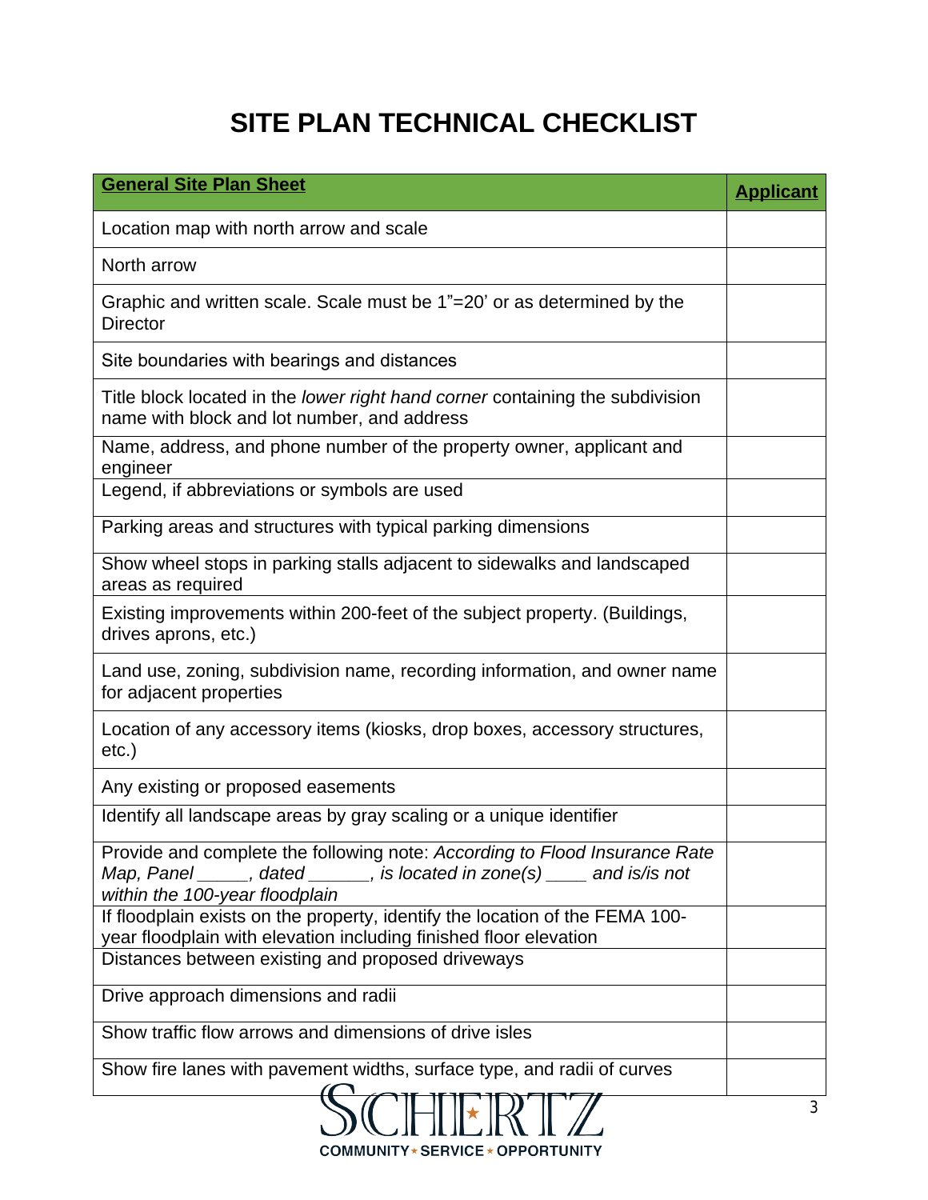# SITE PLAN TECHNICAL CHECKLIST

| **General Site Plan Sheet** | **Applicant** |
|---|---|
| Location map with north arrow and scale | |
| North arrow | |
| Graphic and written scale. Scale must be 1"=20' or as determined by the Director | |
| Site boundaries with bearings and distances | |
| Title block located in the *lower right hand corner* containing the subdivision name with block and lot number, and address | |
| Name, address, and phone number of the property owner, applicant and engineer | |
| Legend, if abbreviations or symbols are used | |
| Parking areas and structures with typical parking dimensions | |
| Show wheel stops in parking stalls adjacent to sidewalks and landscaped areas as required | |
| Existing improvements within 200-feet of the subject property. (Buildings, drives aprons, etc.) | |
| Land use, zoning, subdivision name, recording information, and owner name for adjacent properties | |
| Location of any accessory items (kiosks, drop boxes, accessory structures, etc.) | |
| Any existing or proposed easements | |
| Identify all landscape areas by gray scaling or a unique identifier | |
| Provide and complete the following note: *According to Flood Insurance Rate Map, Panel _____, dated ______, is located in zone(s) ____ and is/is not within the 100-year floodplain* | |
| If floodplain exists on the property, identify the location of the FEMA 100-year floodplain with elevation including finished floor elevation | |
| Distances between existing and proposed driveways | |
| Drive approach dimensions and radii | |
| Show traffic flow arrows and dimensions of drive isles | |
| Show fire lanes with pavement widths, surface type, and radii of curves | |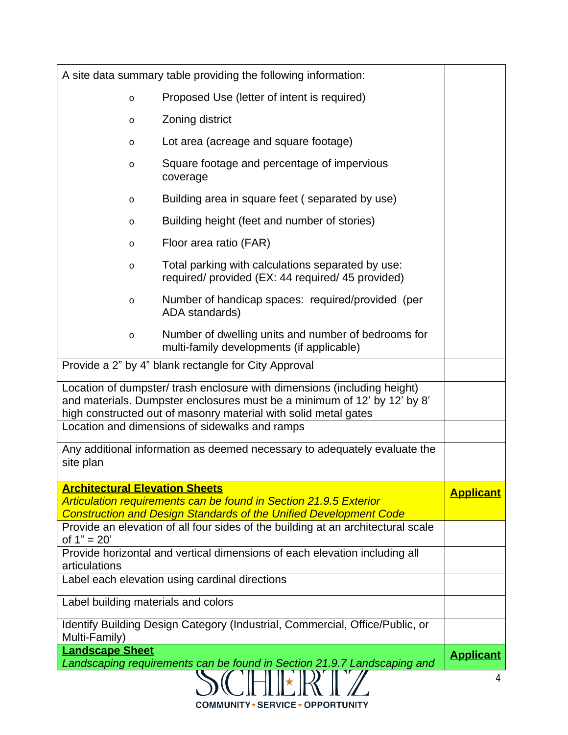| | |
|---|---|
| A site data summary table providing the following information:<br>o Proposed Use (letter of intent is required)<br>o Zoning district<br>o Lot area (acreage and square footage)<br>o Square footage and percentage of impervious coverage<br>o Building area in square feet ( separated by use)<br>o Building height (feet and number of stories)<br>o Floor area ratio (FAR)<br>o Total parking with calculations separated by use: required/ provided (EX: 44 required/ 45 provided)<br>o Number of handicap spaces: required/provided (per ADA standards)<br>o Number of dwelling units and number of bedrooms for multi-family developments (if applicable) | |
| Provide a 2" by 4" blank rectangle for City Approval | |
| Location of dumpster/ trash enclosure with dimensions (including height) and materials. Dumpster enclosures must be a minimum of 12' by 12' by 8' high constructed out of masonry material with solid metal gates | |
| Location and dimensions of sidewalks and ramps | |
| Any additional information as deemed necessary to adequately evaluate the site plan | |
| **Architectural Elevation Sheets**<br>*Articulation requirements can be found in Section 21.9.5 Exterior Construction and Design Standards of the Unified Development Code* | **Applicant** |
| Provide an elevation of all four sides of the building at an architectural scale of 1" = 20' | |
| Provide horizontal and vertical dimensions of each elevation including all articulations | |
| Label each elevation using cardinal directions | |
| Label building materials and colors | |
| Identify Building Design Category (Industrial, Commercial, Office/Public, or Multi-Family) | |
| **Landscape Sheet**<br>*Landscaping requirements can be found in Section 21.9.7 Landscaping and* | **Applicant** |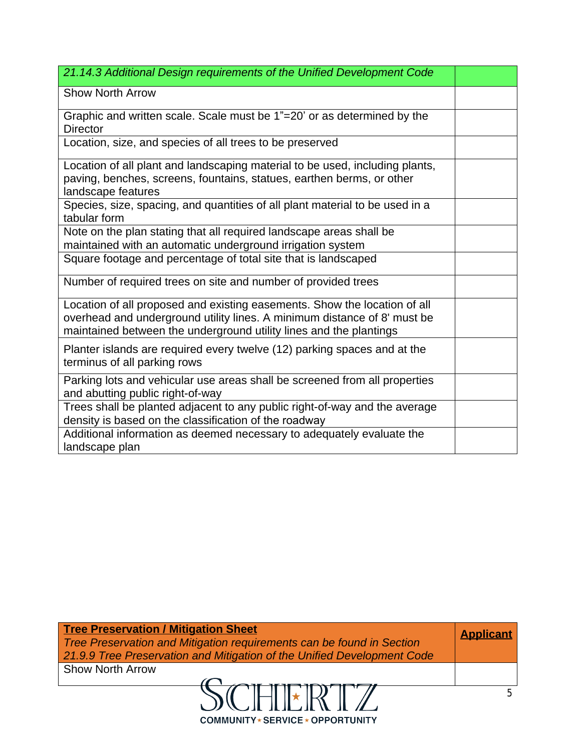| *21.14.3 Additional Design requirements of the Unified Development Code* | |
|---|---|
| Show North Arrow | |
| Graphic and written scale. Scale must be 1"=20' or as determined by the Director | |
| Location, size, and species of all trees to be preserved | |
| Location of all plant and landscaping material to be used, including plants, paving, benches, screens, fountains, statues, earthen berms, or other landscape features | |
| Species, size, spacing, and quantities of all plant material to be used in a tabular form | |
| Note on the plan stating that all required landscape areas shall be maintained with an automatic underground irrigation system | |
| Square footage and percentage of total site that is landscaped | |
| Number of required trees on site and number of provided trees | |
| Location of all proposed and existing easements. Show the location of all overhead and underground utility lines. A minimum distance of 8' must be maintained between the underground utility lines and the plantings | |
| Planter islands are required every twelve (12) parking spaces and at the terminus of all parking rows | |
| Parking lots and vehicular use areas shall be screened from all properties and abutting public right-of-way | |
| Trees shall be planted adjacent to any public right-of-way and the average density is based on the classification of the roadway | |
| Additional information as deemed necessary to adequately evaluate the landscape plan | |

| **Tree Preservation / Mitigation Sheet** *Tree Preservation and Mitigation requirements can be found in Section 21.9.9 Tree Preservation and Mitigation of the Unified Development Code* | **Applicant** |
|---|---|
| Show North Arrow | |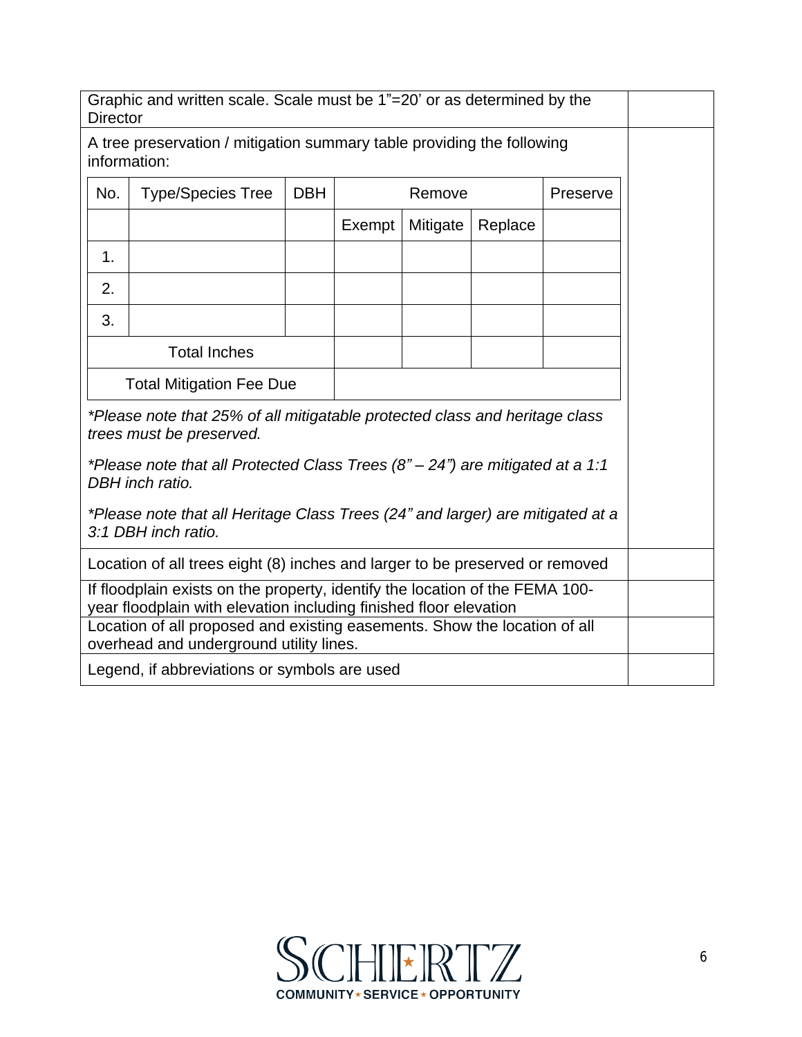| | |
|---|---|
| Graphic and written scale. Scale must be 1"=20' or as determined by the Director | |
| A tree preservation / mitigation summary table providing the following information: | |

| No. | Type/Species Tree | DBH | Remove | | | Preserve |
|---|---|---|---|---|---|---|
| | | | Exempt | Mitigate | Replace | |
| 1. | | | | | | |
| 2. | | | | | | |
| 3. | | | | | | |
| Total Inches | | | | | | |
| Total Mitigation Fee Due | | | | | | |

*\*Please note that 25% of all mitigatable protected class and heritage class trees must be preserved.*

*\*Please note that all Protected Class Trees (8" – 24") are mitigated at a 1:1 DBH inch ratio.*

*\*Please note that all Heritage Class Trees (24" and larger) are mitigated at a 3:1 DBH inch ratio.*

| | |
|---|---|
| Location of all trees eight (8) inches and larger to be preserved or removed | |
| If floodplain exists on the property, identify the location of the FEMA 100-year floodplain with elevation including finished floor elevation | |
| Location of all proposed and existing easements. Show the location of all overhead and underground utility lines. | |
| Legend, if abbreviations or symbols are used | |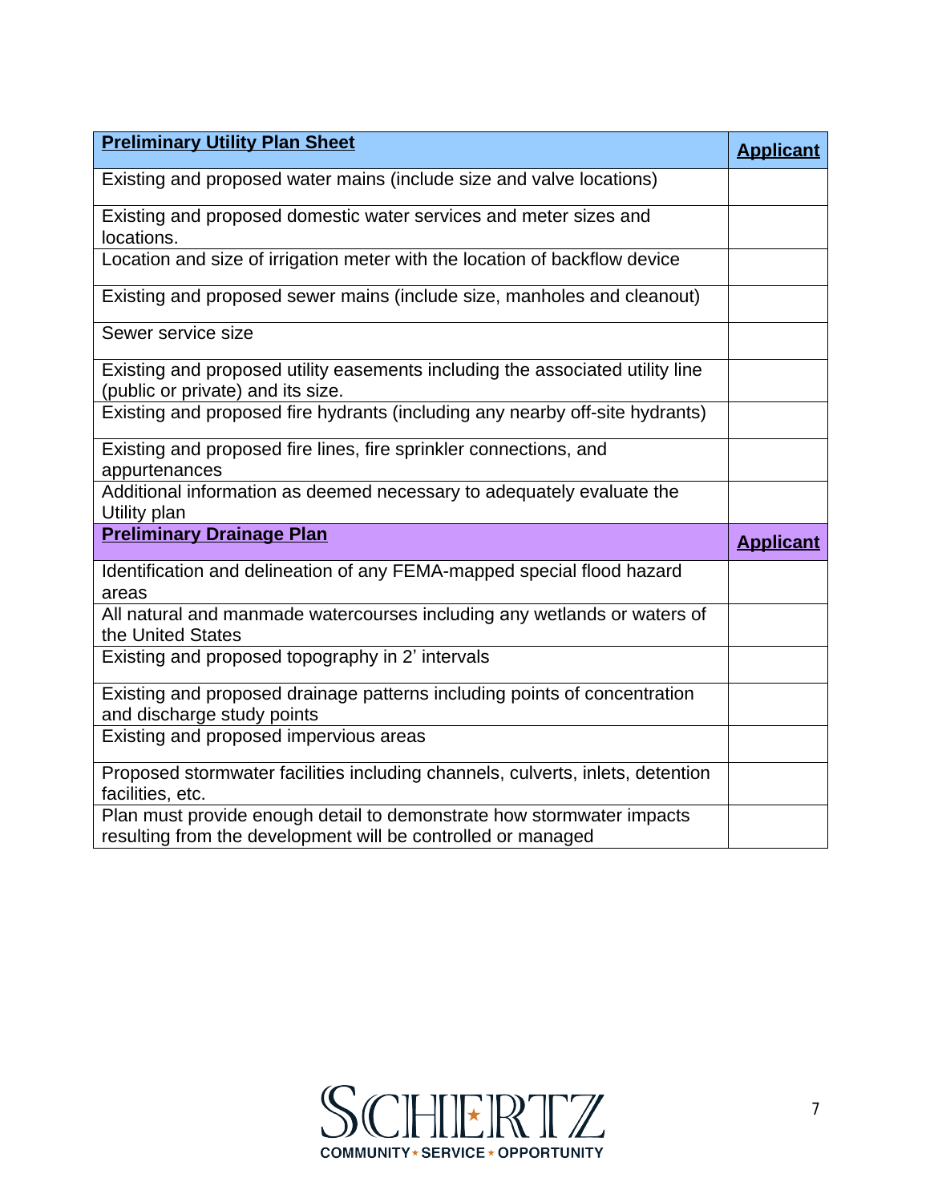| **Preliminary Utility Plan Sheet** | **Applicant** |
|---|---|
| Existing and proposed water mains (include size and valve locations) | |
| Existing and proposed domestic water services and meter sizes and locations. | |
| Location and size of irrigation meter with the location of backflow device | |
| Existing and proposed sewer mains (include size, manholes and cleanout) | |
| Sewer service size | |
| Existing and proposed utility easements including the associated utility line (public or private) and its size. | |
| Existing and proposed fire hydrants (including any nearby off-site hydrants) | |
| Existing and proposed fire lines, fire sprinkler connections, and appurtenances | |
| Additional information as deemed necessary to adequately evaluate the Utility plan | |
| **Preliminary Drainage Plan** | **Applicant** |
| Identification and delineation of any FEMA-mapped special flood hazard areas | |
| All natural and manmade watercourses including any wetlands or waters of the United States | |
| Existing and proposed topography in 2' intervals | |
| Existing and proposed drainage patterns including points of concentration and discharge study points | |
| Existing and proposed impervious areas | |
| Proposed stormwater facilities including channels, culverts, inlets, detention facilities, etc. | |
| Plan must provide enough detail to demonstrate how stormwater impacts resulting from the development will be controlled or managed | |